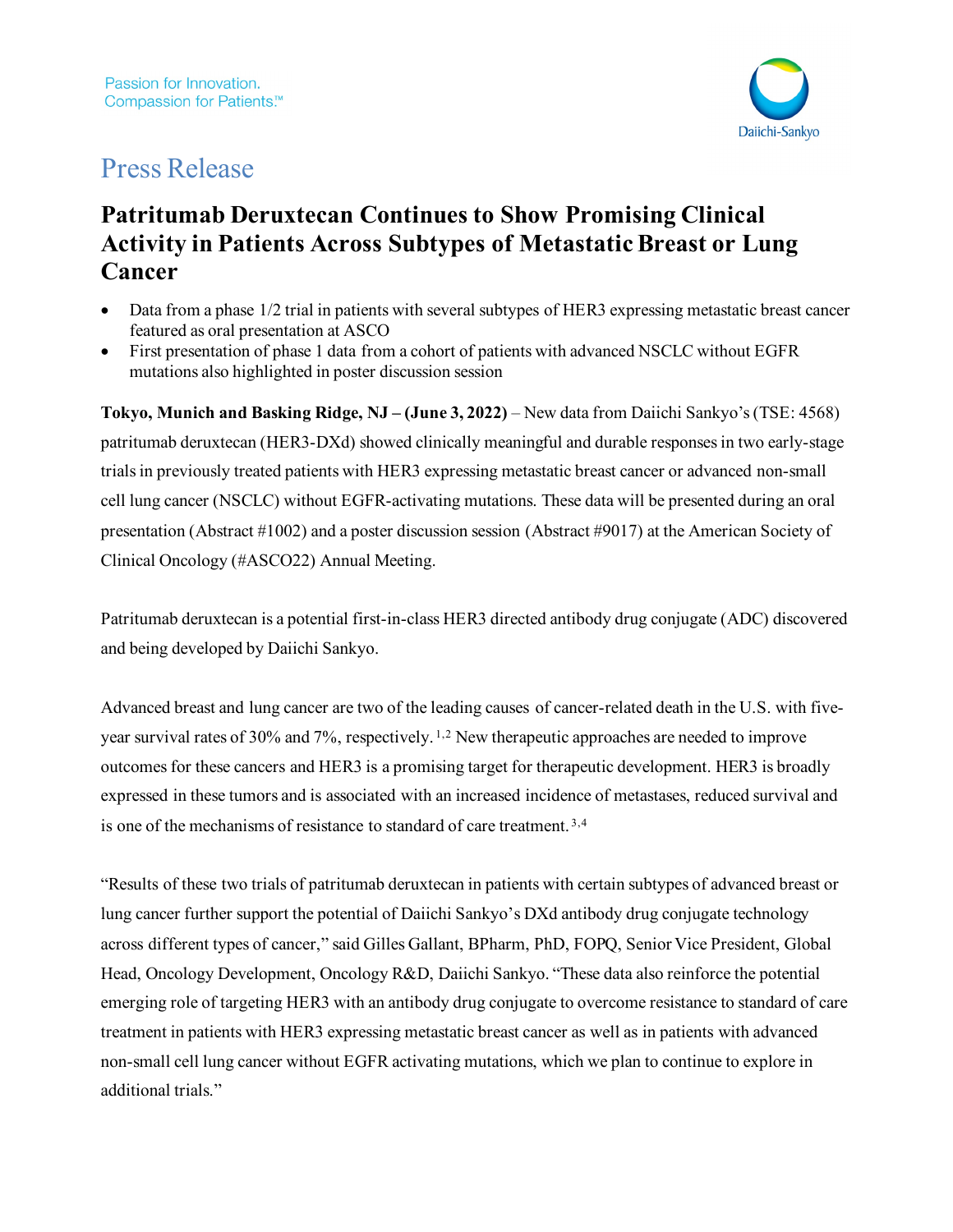Passion for Innovation.
Compassion for Patients.℠

# Press Release

## Patritumab Deruxtecan Continues to Show Promising Clinical Activity in Patients Across Subtypes of Metastatic Breast or Lung Cancer

- Data from a phase 1/2 trial in patients with several subtypes of HER3 expressing metastatic breast cancer featured as oral presentation at ASCO
- First presentation of phase 1 data from a cohort of patients with advanced NSCLC without EGFR mutations also highlighted in poster discussion session

**Tokyo, Munich and Basking Ridge, NJ – (June 3, 2022)** – New data from Daiichi Sankyo's (TSE: 4568) patritumab deruxtecan (HER3-DXd) showed clinically meaningful and durable responses in two early-stage trials in previously treated patients with HER3 expressing metastatic breast cancer or advanced non-small cell lung cancer (NSCLC) without EGFR-activating mutations. These data will be presented during an oral presentation (Abstract #1002) and a poster discussion session (Abstract #9017) at the American Society of Clinical Oncology (#ASCO22) Annual Meeting.

Patritumab deruxtecan is a potential first-in-class HER3 directed antibody drug conjugate (ADC) discovered and being developed by Daiichi Sankyo.

Advanced breast and lung cancer are two of the leading causes of cancer-related death in the U.S. with five-year survival rates of 30% and 7%, respectively.[1,2] New therapeutic approaches are needed to improve outcomes for these cancers and HER3 is a promising target for therapeutic development. HER3 is broadly expressed in these tumors and is associated with an increased incidence of metastases, reduced survival and is one of the mechanisms of resistance to standard of care treatment.[3,4]

"Results of these two trials of patritumab deruxtecan in patients with certain subtypes of advanced breast or lung cancer further support the potential of Daiichi Sankyo's DXd antibody drug conjugate technology across different types of cancer," said Gilles Gallant, BPharm, PhD, FOPQ, Senior Vice President, Global Head, Oncology Development, Oncology R&D, Daiichi Sankyo. "These data also reinforce the potential emerging role of targeting HER3 with an antibody drug conjugate to overcome resistance to standard of care treatment in patients with HER3 expressing metastatic breast cancer as well as in patients with advanced non-small cell lung cancer without EGFR activating mutations, which we plan to continue to explore in additional trials."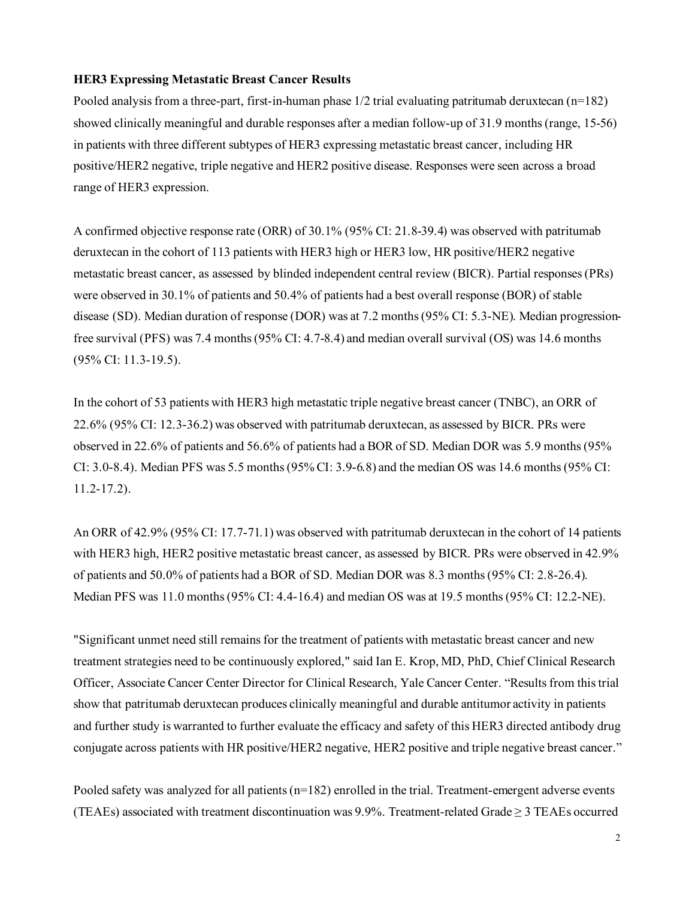**HER3 Expressing Metastatic Breast Cancer Results**

Pooled analysis from a three-part, first-in-human phase 1/2 trial evaluating patritumab deruxtecan (n=182) showed clinically meaningful and durable responses after a median follow-up of 31.9 months (range, 15-56) in patients with three different subtypes of HER3 expressing metastatic breast cancer, including HR positive/HER2 negative, triple negative and HER2 positive disease. Responses were seen across a broad range of HER3 expression.

A confirmed objective response rate (ORR) of 30.1% (95% CI: 21.8-39.4) was observed with patritumab deruxtecan in the cohort of 113 patients with HER3 high or HER3 low, HR positive/HER2 negative metastatic breast cancer, as assessed by blinded independent central review (BICR). Partial responses (PRs) were observed in 30.1% of patients and 50.4% of patients had a best overall response (BOR) of stable disease (SD). Median duration of response (DOR) was at 7.2 months (95% CI: 5.3-NE). Median progression-free survival (PFS) was 7.4 months (95% CI: 4.7-8.4) and median overall survival (OS) was 14.6 months (95% CI: 11.3-19.5).

In the cohort of 53 patients with HER3 high metastatic triple negative breast cancer (TNBC), an ORR of 22.6% (95% CI: 12.3-36.2) was observed with patritumab deruxtecan, as assessed by BICR. PRs were observed in 22.6% of patients and 56.6% of patients had a BOR of SD. Median DOR was 5.9 months (95% CI: 3.0-8.4). Median PFS was 5.5 months (95% CI: 3.9-6.8) and the median OS was 14.6 months (95% CI: 11.2-17.2).

An ORR of 42.9% (95% CI: 17.7-71.1) was observed with patritumab deruxtecan in the cohort of 14 patients with HER3 high, HER2 positive metastatic breast cancer, as assessed by BICR. PRs were observed in 42.9% of patients and 50.0% of patients had a BOR of SD. Median DOR was 8.3 months (95% CI: 2.8-26.4). Median PFS was 11.0 months (95% CI: 4.4-16.4) and median OS was at 19.5 months (95% CI: 12.2-NE).

"Significant unmet need still remains for the treatment of patients with metastatic breast cancer and new treatment strategies need to be continuously explored," said Ian E. Krop, MD, PhD, Chief Clinical Research Officer, Associate Cancer Center Director for Clinical Research, Yale Cancer Center. "Results from this trial show that patritumab deruxtecan produces clinically meaningful and durable antitumor activity in patients and further study is warranted to further evaluate the efficacy and safety of this HER3 directed antibody drug conjugate across patients with HR positive/HER2 negative, HER2 positive and triple negative breast cancer."

Pooled safety was analyzed for all patients (n=182) enrolled in the trial. Treatment-emergent adverse events (TEAEs) associated with treatment discontinuation was 9.9%. Treatment-related Grade ≥ 3 TEAEs occurred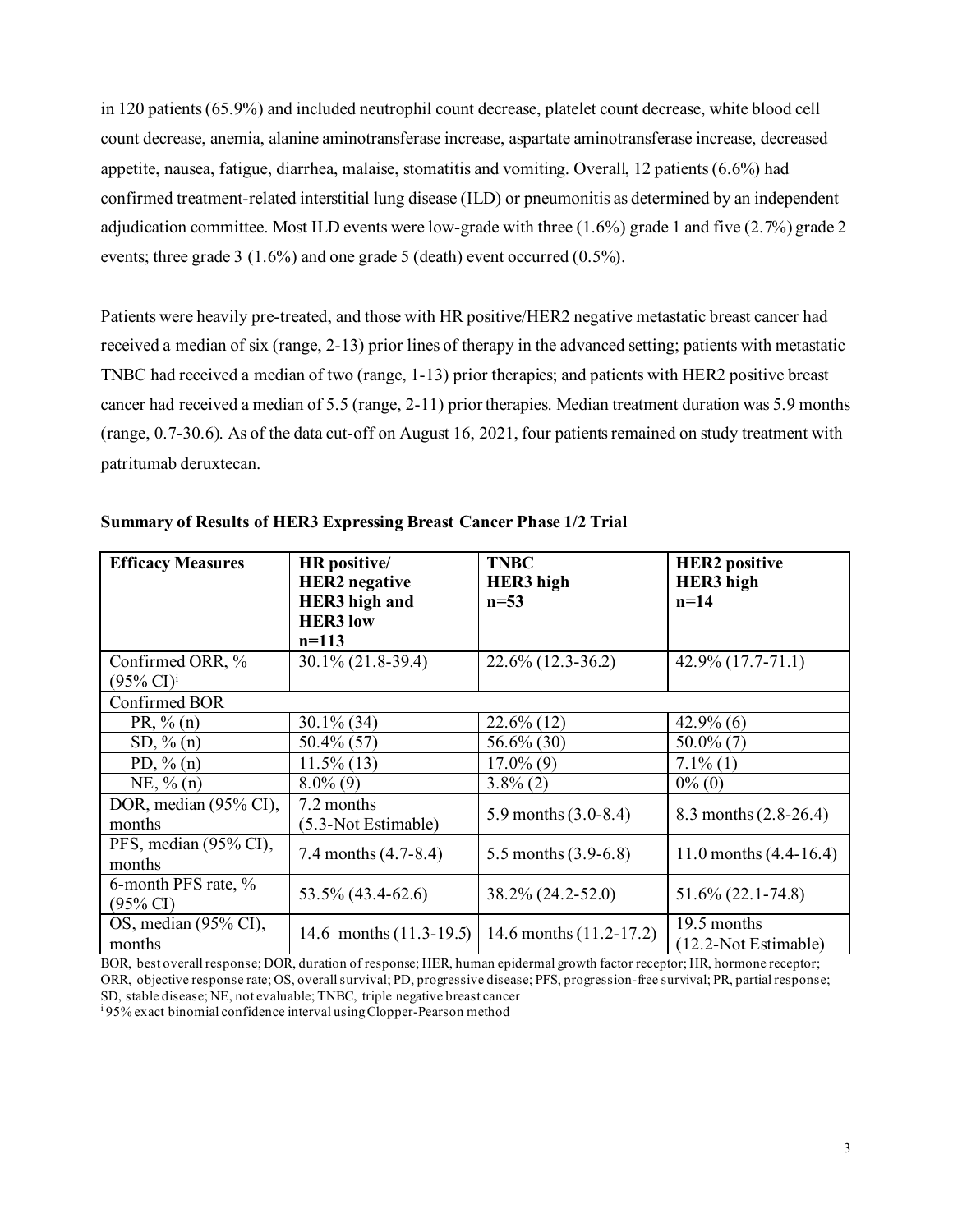in 120 patients (65.9%) and included neutrophil count decrease, platelet count decrease, white blood cell count decrease, anemia, alanine aminotransferase increase, aspartate aminotransferase increase, decreased appetite, nausea, fatigue, diarrhea, malaise, stomatitis and vomiting. Overall, 12 patients (6.6%) had confirmed treatment-related interstitial lung disease (ILD) or pneumonitis as determined by an independent adjudication committee. Most ILD events were low-grade with three (1.6%) grade 1 and five (2.7%) grade 2 events; three grade 3 (1.6%) and one grade 5 (death) event occurred (0.5%).

Patients were heavily pre-treated, and those with HR positive/HER2 negative metastatic breast cancer had received a median of six (range, 2-13) prior lines of therapy in the advanced setting; patients with metastatic TNBC had received a median of two (range, 1-13) prior therapies; and patients with HER2 positive breast cancer had received a median of 5.5 (range, 2-11) prior therapies. Median treatment duration was 5.9 months (range, 0.7-30.6). As of the data cut-off on August 16, 2021, four patients remained on study treatment with patritumab deruxtecan.

**Summary of Results of HER3 Expressing Breast Cancer Phase 1/2 Trial**

| **Efficacy Measures** | **HR positive/ HER2 negative HER3 high and HER3 low n=113** | **TNBC HER3 high n=53** | **HER2 positive HER3 high n=14** |
|---|---|---|---|
| Confirmed ORR, % (95% CI)[i] | 30.1% (21.8-39.4) | 22.6% (12.3-36.2) | 42.9% (17.7-71.1) |
| Confirmed BOR | | | |
| PR, % (n) | 30.1% (34) | 22.6% (12) | 42.9% (6) |
| SD, % (n) | 50.4% (57) | 56.6% (30) | 50.0% (7) |
| PD, % (n) | 11.5% (13) | 17.0% (9) | 7.1% (1) |
| NE, % (n) | 8.0% (9) | 3.8% (2) | 0% (0) |
| DOR, median (95% CI), months | 7.2 months (5.3-Not Estimable) | 5.9 months (3.0-8.4) | 8.3 months (2.8-26.4) |
| PFS, median (95% CI), months | 7.4 months (4.7-8.4) | 5.5 months (3.9-6.8) | 11.0 months (4.4-16.4) |
| 6-month PFS rate, % (95% CI) | 53.5% (43.4-62.6) | 38.2% (24.2-52.0) | 51.6% (22.1-74.8) |
| OS, median (95% CI), months | 14.6 months (11.3-19.5) | 14.6 months (11.2-17.2) | 19.5 months (12.2-Not Estimable) |

BOR, best overall response; DOR, duration of response; HER, human epidermal growth factor receptor; HR, hormone receptor; ORR, objective response rate; OS, overall survival; PD, progressive disease; PFS, progression-free survival; PR, partial response; SD, stable disease; NE, not evaluable; TNBC, triple negative breast cancer

[i] 95% exact binomial confidence interval using Clopper-Pearson method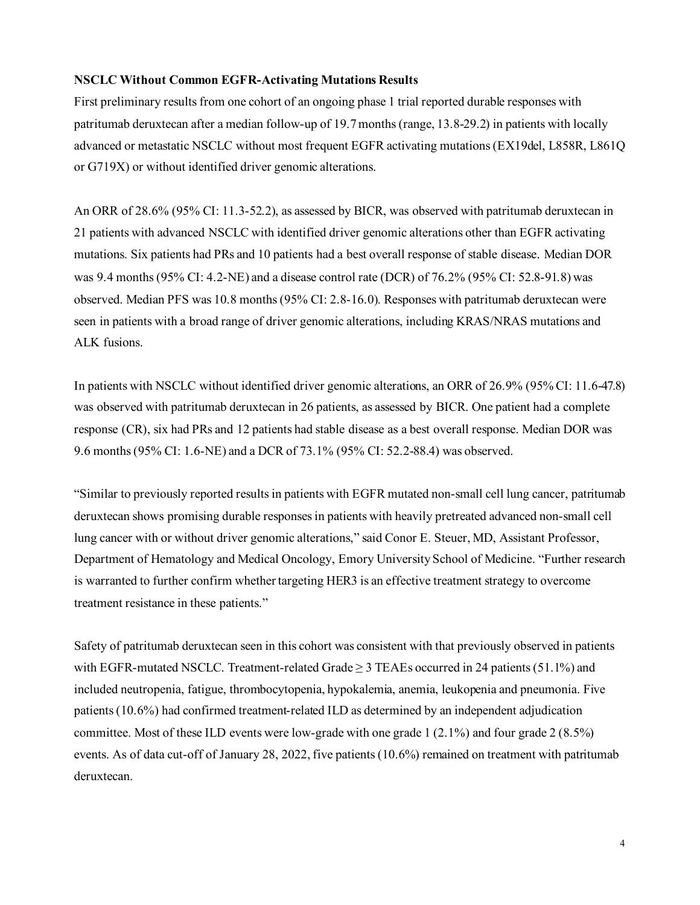**NSCLC Without Common EGFR-Activating Mutations Results**

First preliminary results from one cohort of an ongoing phase 1 trial reported durable responses with patritumab deruxtecan after a median follow-up of 19.7 months (range, 13.8-29.2) in patients with locally advanced or metastatic NSCLC without most frequent EGFR activating mutations (EX19del, L858R, L861Q or G719X) or without identified driver genomic alterations.

An ORR of 28.6% (95% CI: 11.3-52.2), as assessed by BICR, was observed with patritumab deruxtecan in 21 patients with advanced NSCLC with identified driver genomic alterations other than EGFR activating mutations. Six patients had PRs and 10 patients had a best overall response of stable disease. Median DOR was 9.4 months (95% CI: 4.2-NE) and a disease control rate (DCR) of 76.2% (95% CI: 52.8-91.8) was observed. Median PFS was 10.8 months (95% CI: 2.8-16.0). Responses with patritumab deruxtecan were seen in patients with a broad range of driver genomic alterations, including KRAS/NRAS mutations and ALK fusions.

In patients with NSCLC without identified driver genomic alterations, an ORR of 26.9% (95% CI: 11.6-47.8) was observed with patritumab deruxtecan in 26 patients, as assessed by BICR. One patient had a complete response (CR), six had PRs and 12 patients had stable disease as a best overall response. Median DOR was 9.6 months (95% CI: 1.6-NE) and a DCR of 73.1% (95% CI: 52.2-88.4) was observed.

"Similar to previously reported results in patients with EGFR mutated non-small cell lung cancer, patritumab deruxtecan shows promising durable responses in patients with heavily pretreated advanced non-small cell lung cancer with or without driver genomic alterations," said Conor E. Steuer, MD, Assistant Professor, Department of Hematology and Medical Oncology, Emory University School of Medicine. "Further research is warranted to further confirm whether targeting HER3 is an effective treatment strategy to overcome treatment resistance in these patients."

Safety of patritumab deruxtecan seen in this cohort was consistent with that previously observed in patients with EGFR-mutated NSCLC. Treatment-related Grade ≥ 3 TEAEs occurred in 24 patients (51.1%) and included neutropenia, fatigue, thrombocytopenia, hypokalemia, anemia, leukopenia and pneumonia. Five patients (10.6%) had confirmed treatment-related ILD as determined by an independent adjudication committee. Most of these ILD events were low-grade with one grade 1 (2.1%) and four grade 2 (8.5%) events. As of data cut-off of January 28, 2022, five patients (10.6%) remained on treatment with patritumab deruxtecan.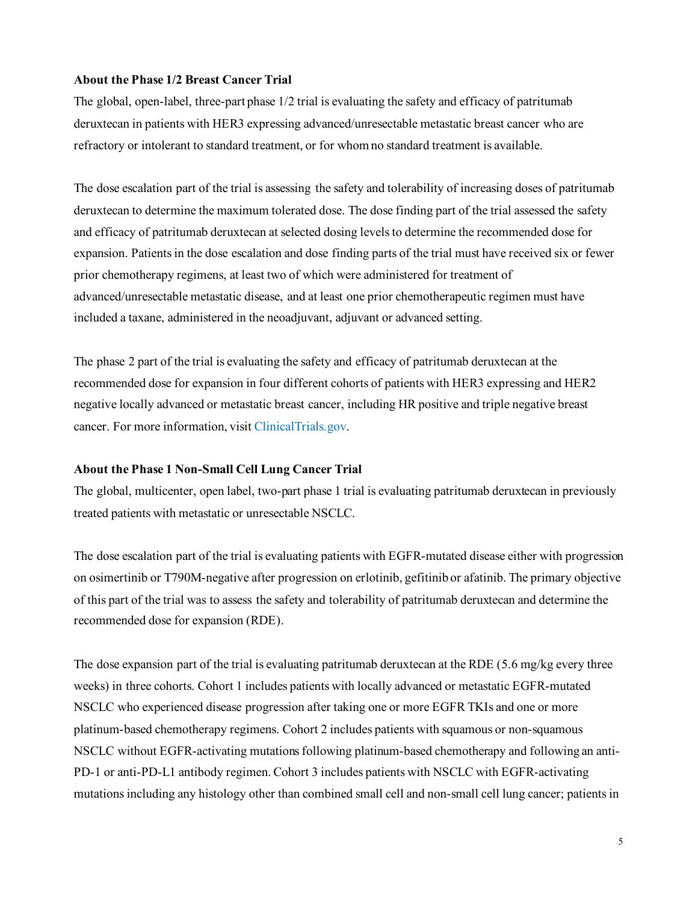### About the Phase 1/2 Breast Cancer Trial

The global, open-label, three-part phase 1/2 trial is evaluating the safety and efficacy of patritumab deruxtecan in patients with HER3 expressing advanced/unresectable metastatic breast cancer who are refractory or intolerant to standard treatment, or for whom no standard treatment is available.

The dose escalation part of the trial is assessing the safety and tolerability of increasing doses of patritumab deruxtecan to determine the maximum tolerated dose. The dose finding part of the trial assessed the safety and efficacy of patritumab deruxtecan at selected dosing levels to determine the recommended dose for expansion. Patients in the dose escalation and dose finding parts of the trial must have received six or fewer prior chemotherapy regimens, at least two of which were administered for treatment of advanced/unresectable metastatic disease, and at least one prior chemotherapeutic regimen must have included a taxane, administered in the neoadjuvant, adjuvant or advanced setting.

The phase 2 part of the trial is evaluating the safety and efficacy of patritumab deruxtecan at the recommended dose for expansion in four different cohorts of patients with HER3 expressing and HER2 negative locally advanced or metastatic breast cancer, including HR positive and triple negative breast cancer. For more information, visit ClinicalTrials.gov.

### About the Phase 1 Non-Small Cell Lung Cancer Trial

The global, multicenter, open label, two-part phase 1 trial is evaluating patritumab deruxtecan in previously treated patients with metastatic or unresectable NSCLC.

The dose escalation part of the trial is evaluating patients with EGFR-mutated disease either with progression on osimertinib or T790M-negative after progression on erlotinib, gefitinib or afatinib. The primary objective of this part of the trial was to assess the safety and tolerability of patritumab deruxtecan and determine the recommended dose for expansion (RDE).

The dose expansion part of the trial is evaluating patritumab deruxtecan at the RDE (5.6 mg/kg every three weeks) in three cohorts. Cohort 1 includes patients with locally advanced or metastatic EGFR-mutated NSCLC who experienced disease progression after taking one or more EGFR TKIs and one or more platinum-based chemotherapy regimens. Cohort 2 includes patients with squamous or non-squamous NSCLC without EGFR-activating mutations following platinum-based chemotherapy and following an anti-PD-1 or anti-PD-L1 antibody regimen. Cohort 3 includes patients with NSCLC with EGFR-activating mutations including any histology other than combined small cell and non-small cell lung cancer; patients in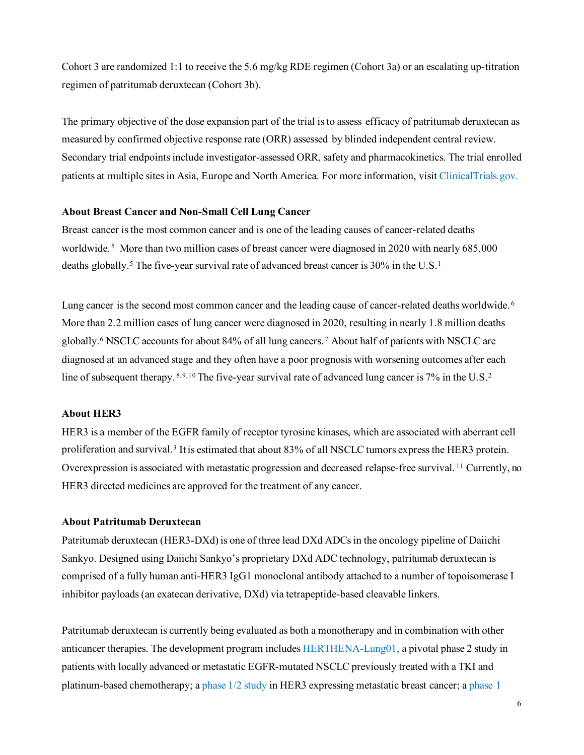Cohort 3 are randomized 1:1 to receive the 5.6 mg/kg RDE regimen (Cohort 3a) or an escalating up-titration regimen of patritumab deruxtecan (Cohort 3b).

The primary objective of the dose expansion part of the trial is to assess efficacy of patritumab deruxtecan as measured by confirmed objective response rate (ORR) assessed by blinded independent central review. Secondary trial endpoints include investigator-assessed ORR, safety and pharmacokinetics. The trial enrolled patients at multiple sites in Asia, Europe and North America. For more information, visit ClinicalTrials.gov.

**About Breast Cancer and Non-Small Cell Lung Cancer**

Breast cancer is the most common cancer and is one of the leading causes of cancer-related deaths worldwide.[5] More than two million cases of breast cancer were diagnosed in 2020 with nearly 685,000 deaths globally.[5] The five-year survival rate of advanced breast cancer is 30% in the U.S.[1]

Lung cancer is the second most common cancer and the leading cause of cancer-related deaths worldwide.[6] More than 2.2 million cases of lung cancer were diagnosed in 2020, resulting in nearly 1.8 million deaths globally.[6] NSCLC accounts for about 84% of all lung cancers.[7] About half of patients with NSCLC are diagnosed at an advanced stage and they often have a poor prognosis with worsening outcomes after each line of subsequent therapy.[8,9,10] The five-year survival rate of advanced lung cancer is 7% in the U.S.[2]

**About HER3**

HER3 is a member of the EGFR family of receptor tyrosine kinases, which are associated with aberrant cell proliferation and survival.[3] It is estimated that about 83% of all NSCLC tumors express the HER3 protein. Overexpression is associated with metastatic progression and decreased relapse-free survival.[11] Currently, no HER3 directed medicines are approved for the treatment of any cancer.

**About Patritumab Deruxtecan**

Patritumab deruxtecan (HER3-DXd) is one of three lead DXd ADCs in the oncology pipeline of Daiichi Sankyo. Designed using Daiichi Sankyo's proprietary DXd ADC technology, patritumab deruxtecan is comprised of a fully human anti-HER3 IgG1 monoclonal antibody attached to a number of topoisomerase I inhibitor payloads (an exatecan derivative, DXd) via tetrapeptide-based cleavable linkers.

Patritumab deruxtecan is currently being evaluated as both a monotherapy and in combination with other anticancer therapies. The development program includes HERTHENA-Lung01, a pivotal phase 2 study in patients with locally advanced or metastatic EGFR-mutated NSCLC previously treated with a TKI and platinum-based chemotherapy; a phase 1/2 study in HER3 expressing metastatic breast cancer; a phase 1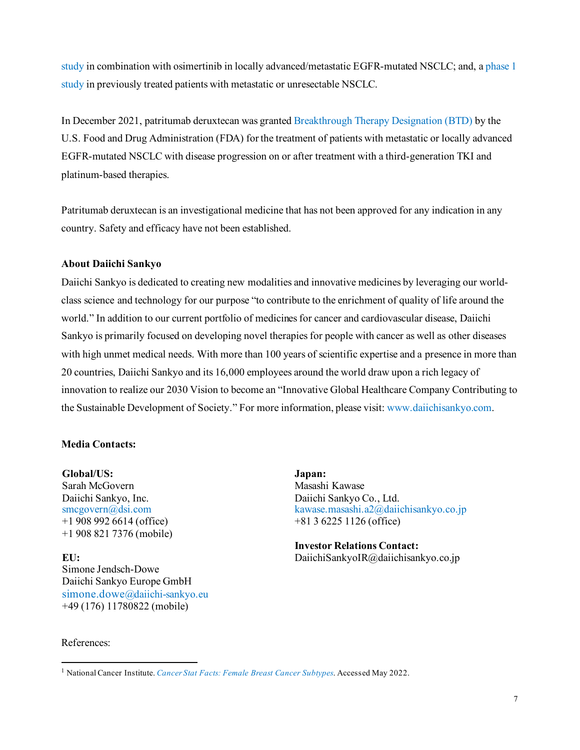study in combination with osimertinib in locally advanced/metastatic EGFR-mutated NSCLC; and, a phase 1 study in previously treated patients with metastatic or unresectable NSCLC.

In December 2021, patritumab deruxtecan was granted Breakthrough Therapy Designation (BTD) by the U.S. Food and Drug Administration (FDA) for the treatment of patients with metastatic or locally advanced EGFR-mutated NSCLC with disease progression on or after treatment with a third-generation TKI and platinum-based therapies.

Patritumab deruxtecan is an investigational medicine that has not been approved for any indication in any country. Safety and efficacy have not been established.

**About Daiichi Sankyo**

Daiichi Sankyo is dedicated to creating new modalities and innovative medicines by leveraging our world-class science and technology for our purpose "to contribute to the enrichment of quality of life around the world." In addition to our current portfolio of medicines for cancer and cardiovascular disease, Daiichi Sankyo is primarily focused on developing novel therapies for people with cancer as well as other diseases with high unmet medical needs. With more than 100 years of scientific expertise and a presence in more than 20 countries, Daiichi Sankyo and its 16,000 employees around the world draw upon a rich legacy of innovation to realize our 2030 Vision to become an "Innovative Global Healthcare Company Contributing to the Sustainable Development of Society." For more information, please visit: www.daiichisankyo.com.

**Media Contacts:**

**Global/US:**
Sarah McGovern
Daiichi Sankyo, Inc.
smcgovern@dsi.com
+1 908 992 6614 (office)
+1 908 821 7376 (mobile)

**EU:**
Simone Jendsch-Dowe
Daiichi Sankyo Europe GmbH
simone.dowe@daiichi-sankyo.eu
+49 (176) 11780822 (mobile)

**Japan:**
Masashi Kawase
Daiichi Sankyo Co., Ltd.
kawase.masashi.a2@daiichisankyo.co.jp
+81 3 6225 1126 (office)

**Investor Relations Contact:**
DaiichiSankyoIR@daiichisankyo.co.jp

References:

[1] National Cancer Institute. *Cancer Stat Facts: Female Breast Cancer Subtypes*. Accessed May 2022.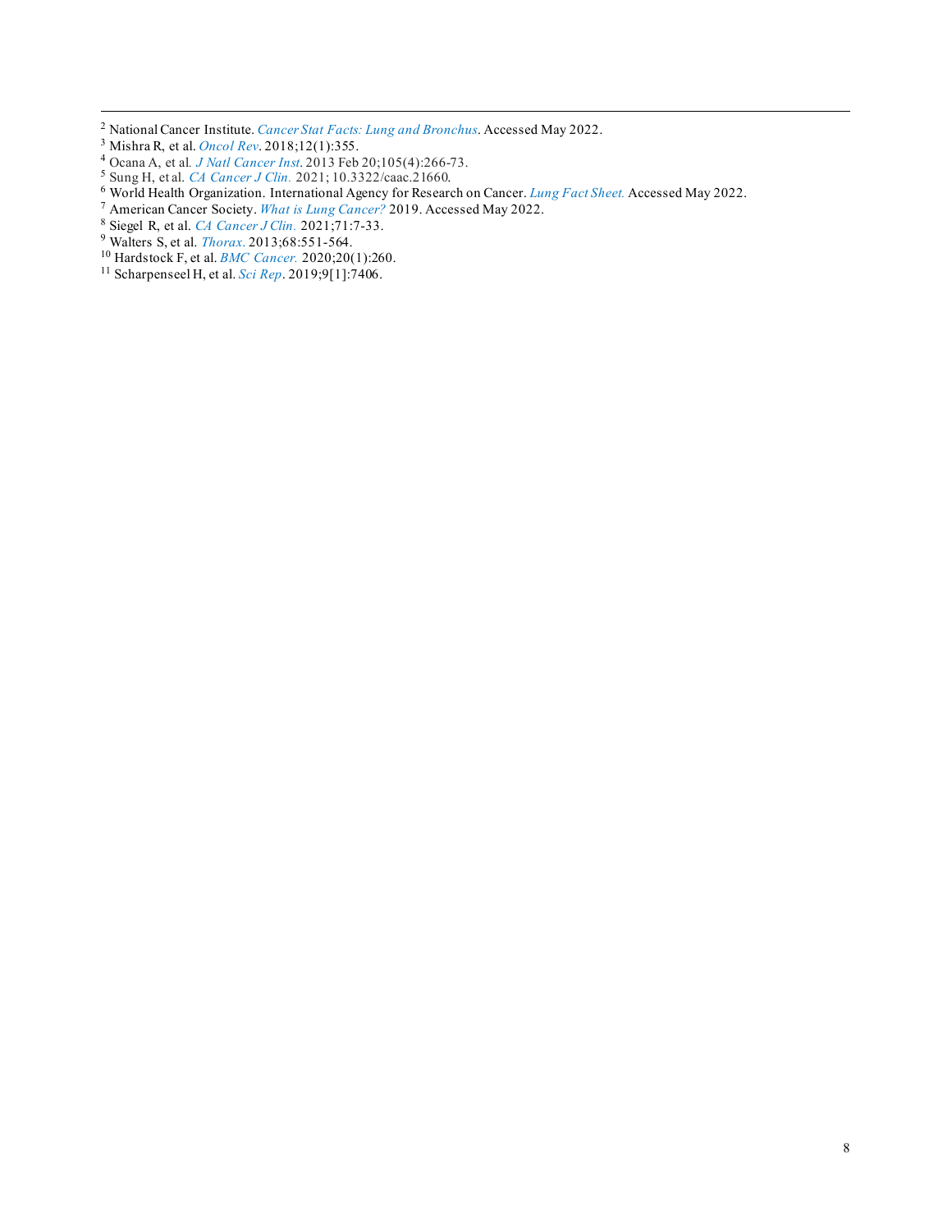[2] National Cancer Institute. *Cancer Stat Facts: Lung and Bronchus*. Accessed May 2022.
[3] Mishra R, et al. *Oncol Rev*. 2018;12(1):355.
[4] Ocana A, et al. *J Natl Cancer Inst*. 2013 Feb 20;105(4):266-73.
[5] Sung H, et al. *CA Cancer J Clin.* 2021; 10.3322/caac.21660.
[6] World Health Organization. International Agency for Research on Cancer. *Lung Fact Sheet.* Accessed May 2022.
[7] American Cancer Society. *What is Lung Cancer?* 2019. Accessed May 2022.
[8] Siegel R, et al. *CA Cancer J Clin.* 2021;71:7-33.
[9] Walters S, et al. *Thorax.* 2013;68:551-564.
[10] Hardstock F, et al. *BMC Cancer.* 2020;20(1):260.
[11] Scharpenseel H, et al. *Sci Rep*. 2019;9[1]:7406.